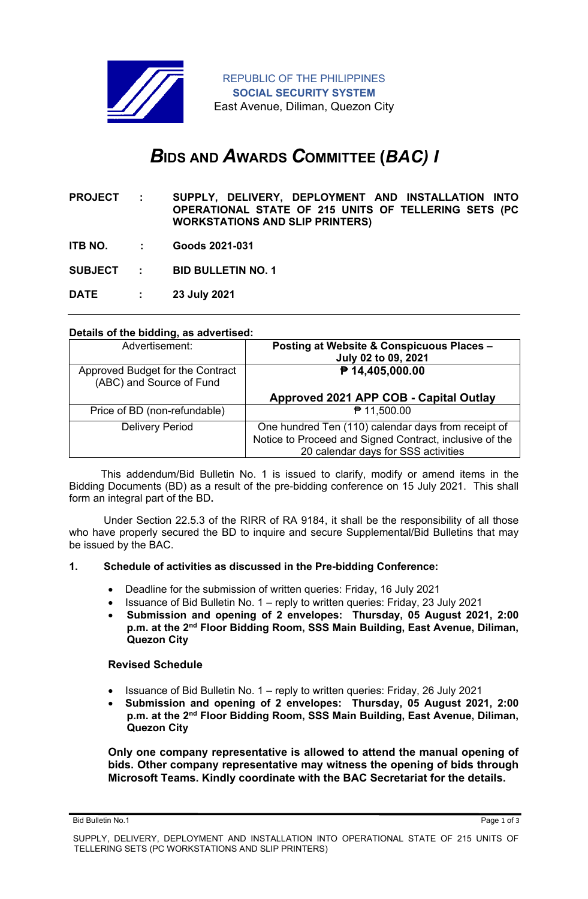REPUBLIC OF THE PHILIPPINES
**SOCIAL SECURITY SYSTEM**
East Avenue, Diliman, Quezon City

# *B*IDS AND *A*WARDS *C*OMMITTEE (*BAC) I*

**PROJECT : SUPPLY, DELIVERY, DEPLOYMENT AND INSTALLATION INTO OPERATIONAL STATE OF 215 UNITS OF TELLERING SETS (PC WORKSTATIONS AND SLIP PRINTERS)**

**ITB NO. : Goods 2021-031**

**SUBJECT : BID BULLETIN NO. 1**

**DATE : 23 July 2021**

---

**Details of the bidding, as advertised:**

| Advertisement: | **Posting at Website & Conspicuous Places – July 02 to 09, 2021** |
|---|---|
| Approved Budget for the Contract (ABC) and Source of Fund | **₱ 14,405,000.00**<br><br>**Approved 2021 APP COB - Capital Outlay** |
| Price of BD (non-refundable) | ₱ 11,500.00 |
| Delivery Period | One hundred Ten (110) calendar days from receipt of Notice to Proceed and Signed Contract, inclusive of the 20 calendar days for SSS activities |

This addendum/Bid Bulletin No. 1 is issued to clarify, modify or amend items in the Bidding Documents (BD) as a result of the pre-bidding conference on 15 July 2021. This shall form an integral part of the BD**.**

Under Section 22.5.3 of the RIRR of RA 9184, it shall be the responsibility of all those who have properly secured the BD to inquire and secure Supplemental/Bid Bulletins that may be issued by the BAC.

**1. Schedule of activities as discussed in the Pre-bidding Conference:**

- Deadline for the submission of written queries: Friday, 16 July 2021
- Issuance of Bid Bulletin No. 1 – reply to written queries: Friday, 23 July 2021
- **Submission and opening of 2 envelopes: Thursday, 05 August 2021, 2:00 p.m. at the 2nd Floor Bidding Room, SSS Main Building, East Avenue, Diliman, Quezon City**

**Revised Schedule**

- Issuance of Bid Bulletin No. 1 – reply to written queries: Friday, 26 July 2021
- **Submission and opening of 2 envelopes: Thursday, 05 August 2021, 2:00 p.m. at the 2nd Floor Bidding Room, SSS Main Building, East Avenue, Diliman, Quezon City**

**Only one company representative is allowed to attend the manual opening of bids. Other company representative may witness the opening of bids through Microsoft Teams. Kindly coordinate with the BAC Secretariat for the details.**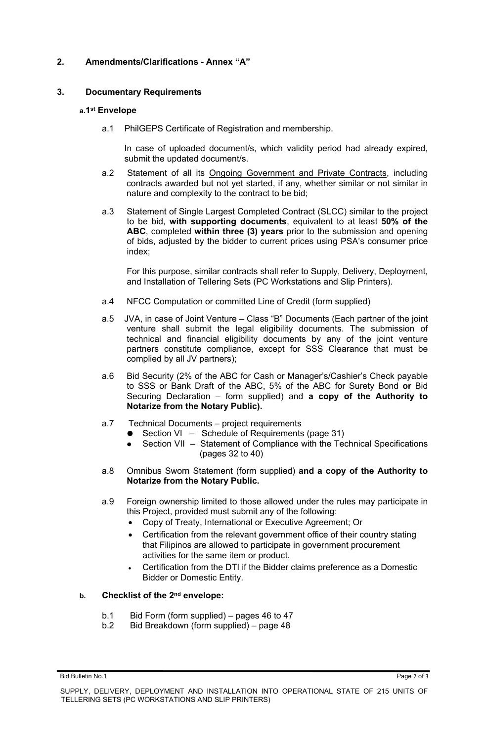## 2. Amendments/Clarifications - Annex "A"

## 3. Documentary Requirements

### a. 1st Envelope

a.1 PhilGEPS Certificate of Registration and membership.

In case of uploaded document/s, which validity period had already expired, submit the updated document/s.

a.2 Statement of all its Ongoing Government and Private Contracts, including contracts awarded but not yet started, if any, whether similar or not similar in nature and complexity to the contract to be bid;

a.3 Statement of Single Largest Completed Contract (SLCC) similar to the project to be bid, **with supporting documents**, equivalent to at least **50% of the ABC**, completed **within three (3) years** prior to the submission and opening of bids, adjusted by the bidder to current prices using PSA's consumer price index;

For this purpose, similar contracts shall refer to Supply, Delivery, Deployment, and Installation of Tellering Sets (PC Workstations and Slip Printers).

a.4 NFCC Computation or committed Line of Credit (form supplied)

a.5 JVA, in case of Joint Venture – Class "B" Documents (Each partner of the joint venture shall submit the legal eligibility documents. The submission of technical and financial eligibility documents by any of the joint venture partners constitute compliance, except for SSS Clearance that must be complied by all JV partners);

a.6 Bid Security (2% of the ABC for Cash or Manager's/Cashier's Check payable to SSS or Bank Draft of the ABC, 5% of the ABC for Surety Bond **or** Bid Securing Declaration – form supplied) and **a copy of the Authority to Notarize from the Notary Public).**

a.7 Technical Documents – project requirements
- Section VI – Schedule of Requirements (page 31)
- Section VII – Statement of Compliance with the Technical Specifications (pages 32 to 40)

a.8 Omnibus Sworn Statement (form supplied) **and a copy of the Authority to Notarize from the Notary Public.**

a.9 Foreign ownership limited to those allowed under the rules may participate in this Project, provided must submit any of the following:
- Copy of Treaty, International or Executive Agreement; Or
- Certification from the relevant government office of their country stating that Filipinos are allowed to participate in government procurement activities for the same item or product.
- Certification from the DTI if the Bidder claims preference as a Domestic Bidder or Domestic Entity.

### b. Checklist of the 2nd envelope:

b.1 Bid Form (form supplied) – pages 46 to 47

b.2 Bid Breakdown (form supplied) – page 48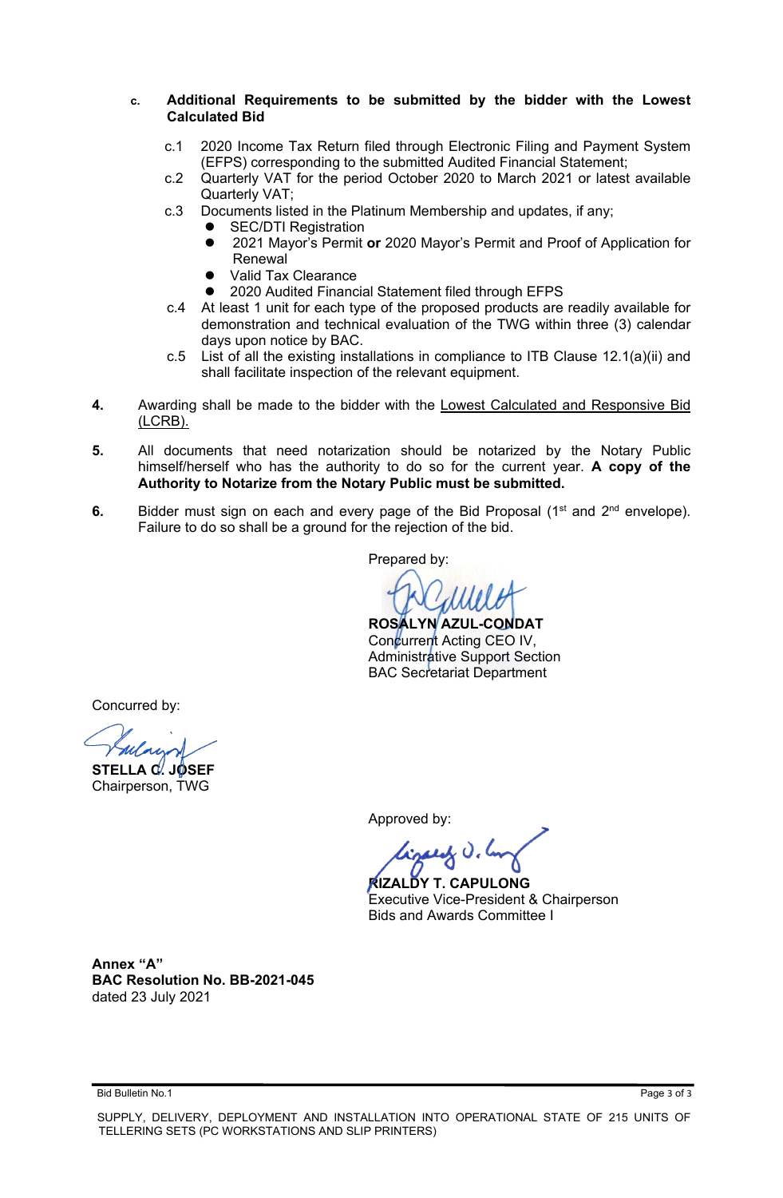c. **Additional Requirements to be submitted by the bidder with the Lowest Calculated Bid**

c.1 2020 Income Tax Return filed through Electronic Filing and Payment System (EFPS) corresponding to the submitted Audited Financial Statement;

c.2 Quarterly VAT for the period October 2020 to March 2021 or latest available Quarterly VAT;

c.3 Documents listed in the Platinum Membership and updates, if any;

- SEC/DTI Registration
- 2021 Mayor's Permit **or** 2020 Mayor's Permit and Proof of Application for Renewal
- Valid Tax Clearance
- 2020 Audited Financial Statement filed through EFPS

c.4 At least 1 unit for each type of the proposed products are readily available for demonstration and technical evaluation of the TWG within three (3) calendar days upon notice by BAC.

c.5 List of all the existing installations in compliance to ITB Clause 12.1(a)(ii) and shall facilitate inspection of the relevant equipment.

**4.** Awarding shall be made to the bidder with the Lowest Calculated and Responsive Bid (LCRB).

**5.** All documents that need notarization should be notarized by the Notary Public himself/herself who has the authority to do so for the current year. **A copy of the Authority to Notarize from the Notary Public must be submitted.**

**6.** Bidder must sign on each and every page of the Bid Proposal (1st and 2nd envelope). Failure to do so shall be a ground for the rejection of the bid.

Prepared by:

**ROSALYN AZUL-CONDAT**
Concurrent Acting CEO IV,
Administrative Support Section
BAC Secretariat Department

Concurred by:

**STELLA C. JOSEF**
Chairperson, TWG

Approved by:

**RIZALDY T. CAPULONG**
Executive Vice-President & Chairperson
Bids and Awards Committee I

**Annex "A"**
**BAC Resolution No. BB-2021-045**
dated 23 July 2021

Bid Bulletin No.1

SUPPLY, DELIVERY, DEPLOYMENT AND INSTALLATION INTO OPERATIONAL STATE OF 215 UNITS OF TELLERING SETS (PC WORKSTATIONS AND SLIP PRINTERS)